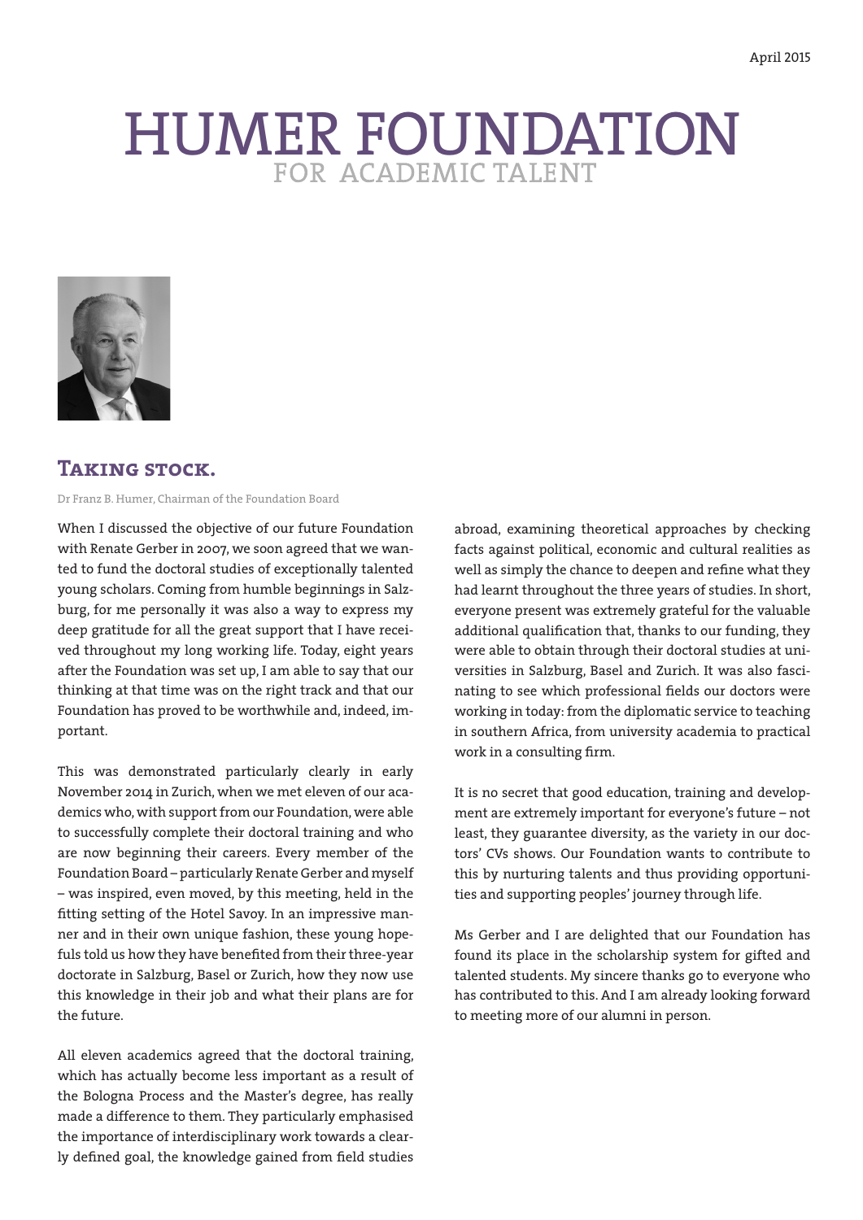April 2015

# HUMER FOUNDATION
FOR ACADEMIC TALENT

## Taking stock.

Dr Franz B. Humer, Chairman of the Foundation Board

When I discussed the objective of our future Foundation with Renate Gerber in 2007, we soon agreed that we wanted to fund the doctoral studies of exceptionally talented young scholars. Coming from humble beginnings in Salzburg, for me personally it was also a way to express my deep gratitude for all the great support that I have received throughout my long working life. Today, eight years after the Foundation was set up, I am able to say that our thinking at that time was on the right track and that our Foundation has proved to be worthwhile and, indeed, important.

This was demonstrated particularly clearly in early November 2014 in Zurich, when we met eleven of our academics who, with support from our Foundation, were able to successfully complete their doctoral training and who are now beginning their careers. Every member of the Foundation Board – particularly Renate Gerber and myself – was inspired, even moved, by this meeting, held in the fitting setting of the Hotel Savoy. In an impressive manner and in their own unique fashion, these young hopefuls told us how they have benefited from their three-year doctorate in Salzburg, Basel or Zurich, how they now use this knowledge in their job and what their plans are for the future.

All eleven academics agreed that the doctoral training, which has actually become less important as a result of the Bologna Process and the Master's degree, has really made a difference to them. They particularly emphasised the importance of interdisciplinary work towards a clearly defined goal, the knowledge gained from field studies abroad, examining theoretical approaches by checking facts against political, economic and cultural realities as well as simply the chance to deepen and refine what they had learnt throughout the three years of studies. In short, everyone present was extremely grateful for the valuable additional qualification that, thanks to our funding, they were able to obtain through their doctoral studies at universities in Salzburg, Basel and Zurich. It was also fascinating to see which professional fields our doctors were working in today: from the diplomatic service to teaching in southern Africa, from university academia to practical work in a consulting firm.

It is no secret that good education, training and development are extremely important for everyone's future – not least, they guarantee diversity, as the variety in our doctors' CVs shows. Our Foundation wants to contribute to this by nurturing talents and thus providing opportunities and supporting peoples' journey through life.

Ms Gerber and I are delighted that our Foundation has found its place in the scholarship system for gifted and talented students. My sincere thanks go to everyone who has contributed to this. And I am already looking forward to meeting more of our alumni in person.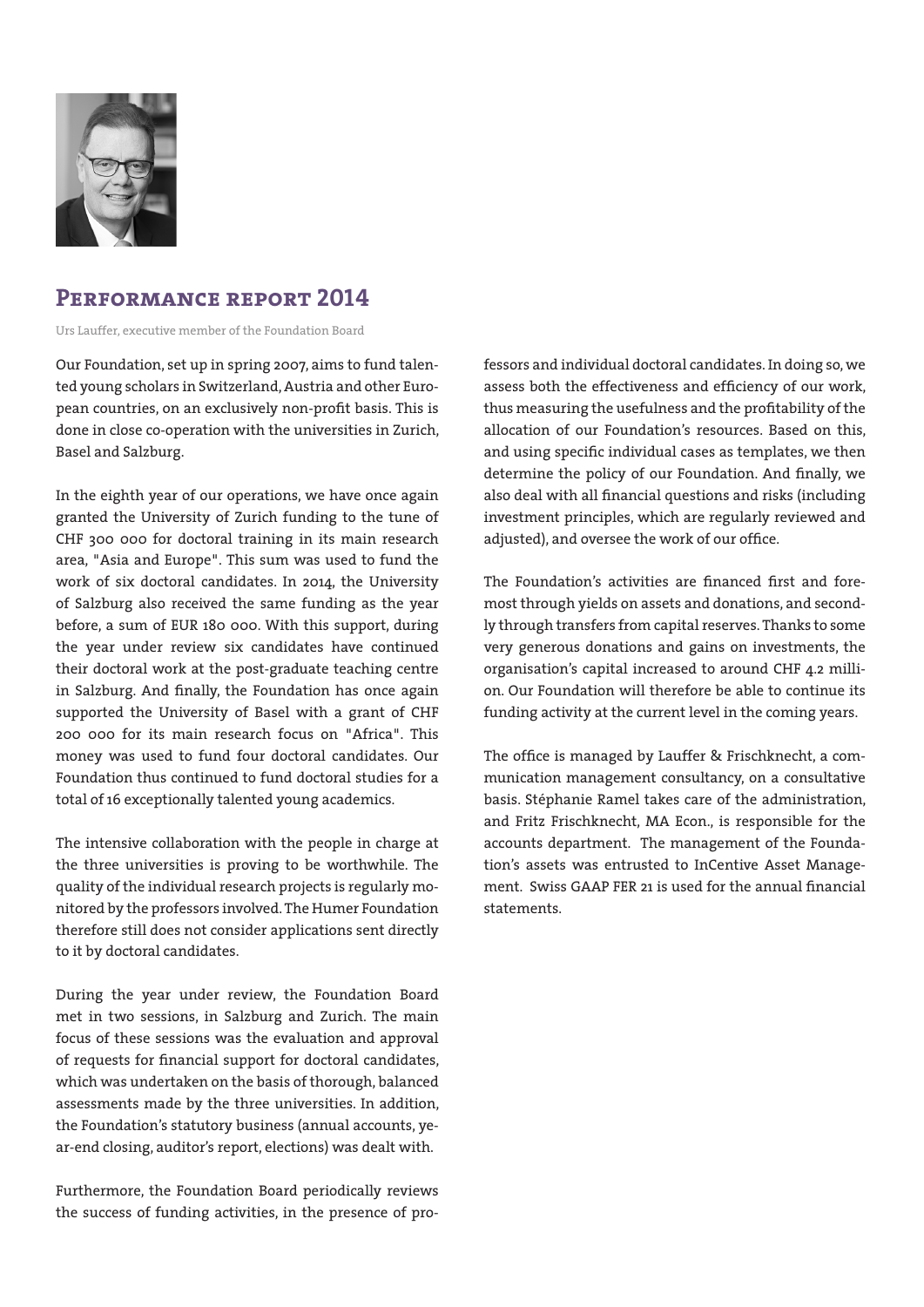## Performance report 2014

Urs Lauffer, executive member of the Foundation Board

Our Foundation, set up in spring 2007, aims to fund talented young scholars in Switzerland, Austria and other European countries, on an exclusively non-profit basis. This is done in close co-operation with the universities in Zurich, Basel and Salzburg.

In the eighth year of our operations, we have once again granted the University of Zurich funding to the tune of CHF 300 000 for doctoral training in its main research area, "Asia and Europe". This sum was used to fund the work of six doctoral candidates. In 2014, the University of Salzburg also received the same funding as the year before, a sum of EUR 180 000. With this support, during the year under review six candidates have continued their doctoral work at the post-graduate teaching centre in Salzburg. And finally, the Foundation has once again supported the University of Basel with a grant of CHF 200 000 for its main research focus on "Africa". This money was used to fund four doctoral candidates. Our Foundation thus continued to fund doctoral studies for a total of 16 exceptionally talented young academics.

The intensive collaboration with the people in charge at the three universities is proving to be worthwhile. The quality of the individual research projects is regularly monitored by the professors involved. The Humer Foundation therefore still does not consider applications sent directly to it by doctoral candidates.

During the year under review, the Foundation Board met in two sessions, in Salzburg and Zurich. The main focus of these sessions was the evaluation and approval of requests for financial support for doctoral candidates, which was undertaken on the basis of thorough, balanced assessments made by the three universities. In addition, the Foundation's statutory business (annual accounts, year-end closing, auditor's report, elections) was dealt with.

Furthermore, the Foundation Board periodically reviews the success of funding activities, in the presence of professors and individual doctoral candidates. In doing so, we assess both the effectiveness and efficiency of our work, thus measuring the usefulness and the profitability of the allocation of our Foundation's resources. Based on this, and using specific individual cases as templates, we then determine the policy of our Foundation. And finally, we also deal with all financial questions and risks (including investment principles, which are regularly reviewed and adjusted), and oversee the work of our office.

The Foundation's activities are financed first and foremost through yields on assets and donations, and secondly through transfers from capital reserves. Thanks to some very generous donations and gains on investments, the organisation's capital increased to around CHF 4.2 million. Our Foundation will therefore be able to continue its funding activity at the current level in the coming years.

The office is managed by Lauffer & Frischknecht, a communication management consultancy, on a consultative basis. Stéphanie Ramel takes care of the administration, and Fritz Frischknecht, MA Econ., is responsible for the accounts department. The management of the Foundation's assets was entrusted to InCentive Asset Management. Swiss GAAP FER 21 is used for the annual financial statements.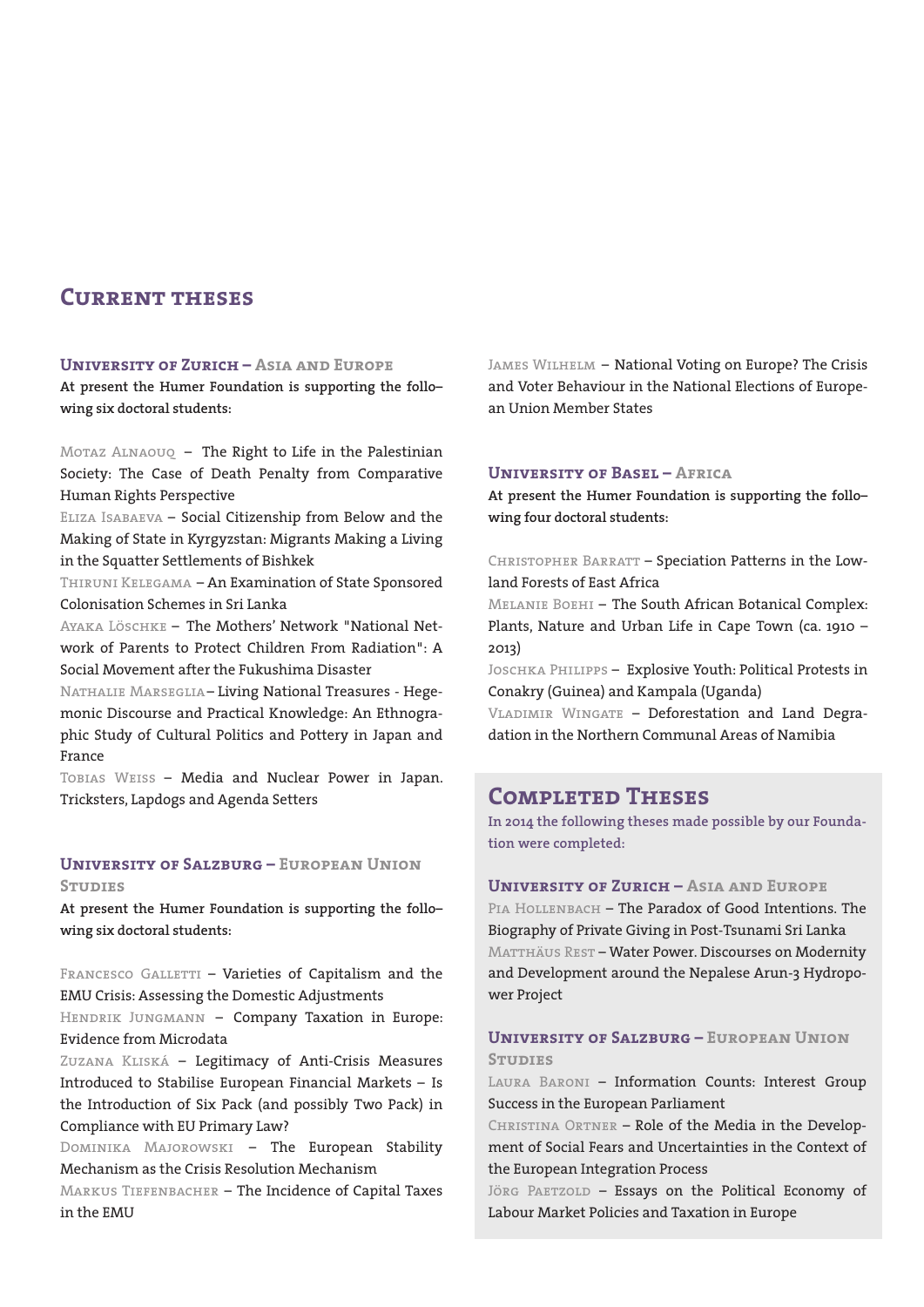# Current theses

## University of Zurich – Asia and Europe

**At present the Humer Foundation is supporting the following six doctoral students:**

Motaz Alnaouq – The Right to Life in the Palestinian Society: The Case of Death Penalty from Comparative Human Rights Perspective
Eliza Isabaeva – Social Citizenship from Below and the Making of State in Kyrgyzstan: Migrants Making a Living in the Squatter Settlements of Bishkek
Thiruni Kelegama – An Examination of State Sponsored Colonisation Schemes in Sri Lanka
Ayaka Löschke – The Mothers' Network "National Network of Parents to Protect Children From Radiation": A Social Movement after the Fukushima Disaster
Nathalie Marseglia – Living National Treasures - Hegemonic Discourse and Practical Knowledge: An Ethnographic Study of Cultural Politics and Pottery in Japan and France
Tobias Weiss – Media and Nuclear Power in Japan. Tricksters, Lapdogs and Agenda Setters

## University of Salzburg – European Union Studies

**At present the Humer Foundation is supporting the following six doctoral students:**

Francesco Galletti – Varieties of Capitalism and the EMU Crisis: Assessing the Domestic Adjustments
Hendrik Jungmann – Company Taxation in Europe: Evidence from Microdata
Zuzana Kliská – Legitimacy of Anti-Crisis Measures Introduced to Stabilise European Financial Markets – Is the Introduction of Six Pack (and possibly Two Pack) in Compliance with EU Primary Law?
Dominika Majorowski – The European Stability Mechanism as the Crisis Resolution Mechanism
Markus Tiefenbacher – The Incidence of Capital Taxes in the EMU
James Wilhelm – National Voting on Europe? The Crisis and Voter Behaviour in the National Elections of European Union Member States

## University of Basel – Africa

**At present the Humer Foundation is supporting the following four doctoral students:**

Christopher Barratt – Speciation Patterns in the Lowland Forests of East Africa
Melanie Boehi – The South African Botanical Complex: Plants, Nature and Urban Life in Cape Town (ca. 1910 – 2013)
Joschka Philipps – Explosive Youth: Political Protests in Conakry (Guinea) and Kampala (Uganda)
Vladimir Wingate – Deforestation and Land Degradation in the Northern Communal Areas of Namibia

# Completed Theses

In 2014 the following theses made possible by our Foundation were completed:

## University of Zurich – Asia and Europe

Pia Hollenbach – The Paradox of Good Intentions. The Biography of Private Giving in Post-Tsunami Sri Lanka
Matthäus Rest – Water Power. Discourses on Modernity and Development around the Nepalese Arun-3 Hydropower Project

## University of Salzburg – European Union Studies

Laura Baroni – Information Counts: Interest Group Success in the European Parliament
Christina Ortner – Role of the Media in the Development of Social Fears and Uncertainties in the Context of the European Integration Process
Jörg Paetzold – Essays on the Political Economy of Labour Market Policies and Taxation in Europe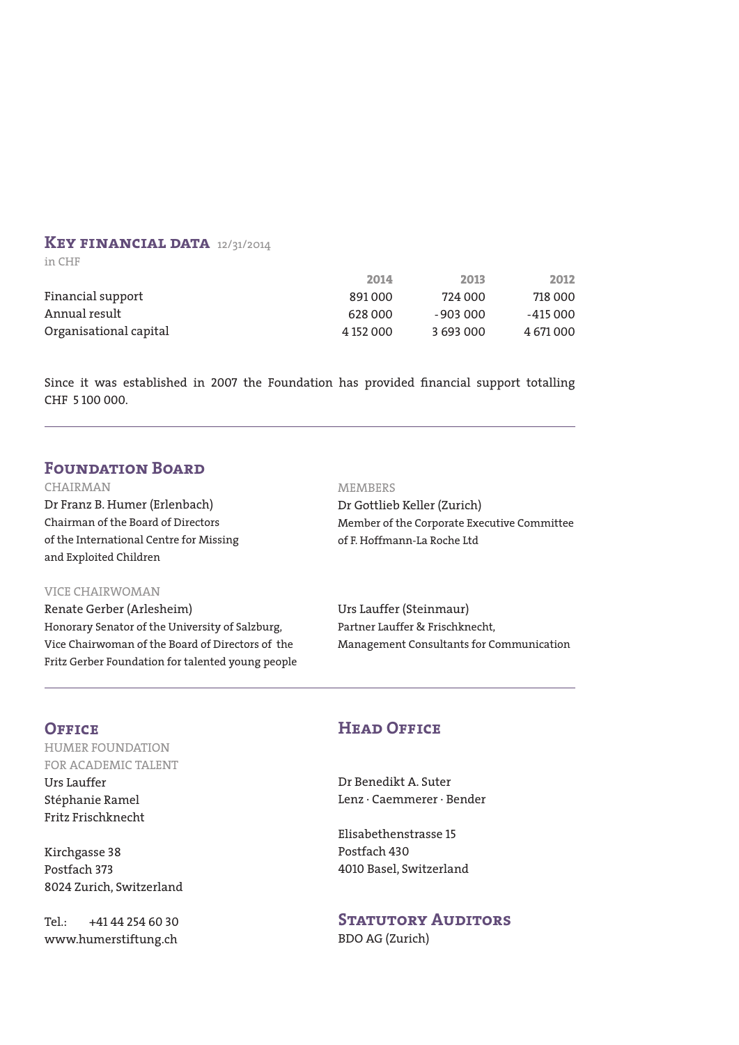## Key financial data 12/31/2014

in CHF

| | 2014 | 2013 | 2012 |
|---|---|---|---|
| Financial support | 891 000 | 724 000 | 718 000 |
| Annual result | 628 000 | - 903 000 | - 415 000 |
| Organisational capital | 4 152 000 | 3 693 000 | 4 671 000 |

Since it was established in 2007 the Foundation has provided financial support totalling CHF 5 100 000.

---

## Foundation Board

CHAIRMAN

Dr Franz B. Humer (Erlenbach)
Chairman of the Board of Directors of the International Centre for Missing and Exploited Children

VICE CHAIRWOMAN

Renate Gerber (Arlesheim)
Honorary Senator of the University of Salzburg, Vice Chairwoman of the Board of Directors of the Fritz Gerber Foundation for talented young people

MEMBERS

Dr Gottlieb Keller (Zurich)
Member of the Corporate Executive Committee of F. Hoffmann-La Roche Ltd

Urs Lauffer (Steinmaur)
Partner Lauffer & Frischknecht, Management Consultants for Communication

---

## Office

HUMER FOUNDATION FOR ACADEMIC TALENT

Urs Lauffer
Stéphanie Ramel
Fritz Frischknecht

Kirchgasse 38
Postfach 373
8024 Zurich, Switzerland

Tel.: +41 44 254 60 30
www.humerstiftung.ch

## Head Office

Dr Benedikt A. Suter
Lenz · Caemmerer · Bender

Elisabethenstrasse 15
Postfach 430
4010 Basel, Switzerland

## Statutory Auditors

BDO AG (Zurich)